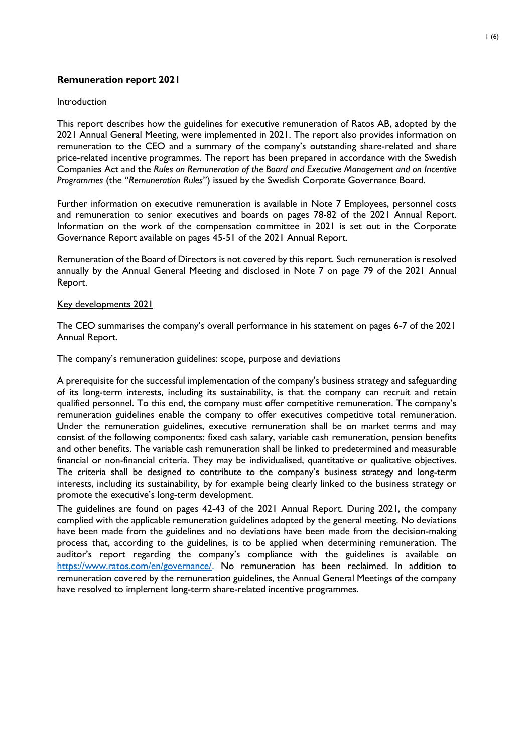# Remuneration report 2021

## Introduction

This report describes how the guidelines for executive remuneration of Ratos AB, adopted by the 2021 Annual General Meeting, were implemented in 2021. The report also provides information on remuneration to the CEO and a summary of the company's outstanding share-related and share price-related incentive programmes. The report has been prepared in accordance with the Swedish Companies Act and the *Rules on Remuneration of the Board and Executive Management and on Incentive Programmes* (the "*Remuneration Rules*") issued by the Swedish Corporate Governance Board.

Further information on executive remuneration is available in Note 7 Employees, personnel costs and remuneration to senior executives and boards on pages 78-82 of the 2021 Annual Report. Information on the work of the compensation committee in 2021 is set out in the Corporate Governance Report available on pages 45-51 of the 2021 Annual Report.

Remuneration of the Board of Directors is not covered by this report. Such remuneration is resolved annually by the Annual General Meeting and disclosed in Note 7 on page 79 of the 2021 Annual Report.

## Key developments 2021

The CEO summarises the company's overall performance in his statement on pages 6-7 of the 2021 Annual Report.

## The company's remuneration guidelines: scope, purpose and deviations

A prerequisite for the successful implementation of the company's business strategy and safeguarding of its long-term interests, including its sustainability, is that the company can recruit and retain qualified personnel. To this end, the company must offer competitive remuneration. The company's remuneration guidelines enable the company to offer executives competitive total remuneration. Under the remuneration guidelines, executive remuneration shall be on market terms and may consist of the following components: fixed cash salary, variable cash remuneration, pension benefits and other benefits. The variable cash remuneration shall be linked to predetermined and measurable financial or non-financial criteria. They may be individualised, quantitative or qualitative objectives. The criteria shall be designed to contribute to the company's business strategy and long-term interests, including its sustainability, by for example being clearly linked to the business strategy or promote the executive's long-term development.

The guidelines are found on pages 42-43 of the 2021 Annual Report. During 2021, the company complied with the applicable remuneration guidelines adopted by the general meeting. No deviations have been made from the guidelines and no deviations have been made from the decision-making process that, according to the guidelines, is to be applied when determining remuneration. The auditor's report regarding the company's compliance with the guidelines is available on https://www.ratos.com/en/governance/. No remuneration has been reclaimed. In addition to remuneration covered by the remuneration guidelines, the Annual General Meetings of the company have resolved to implement long-term share-related incentive programmes.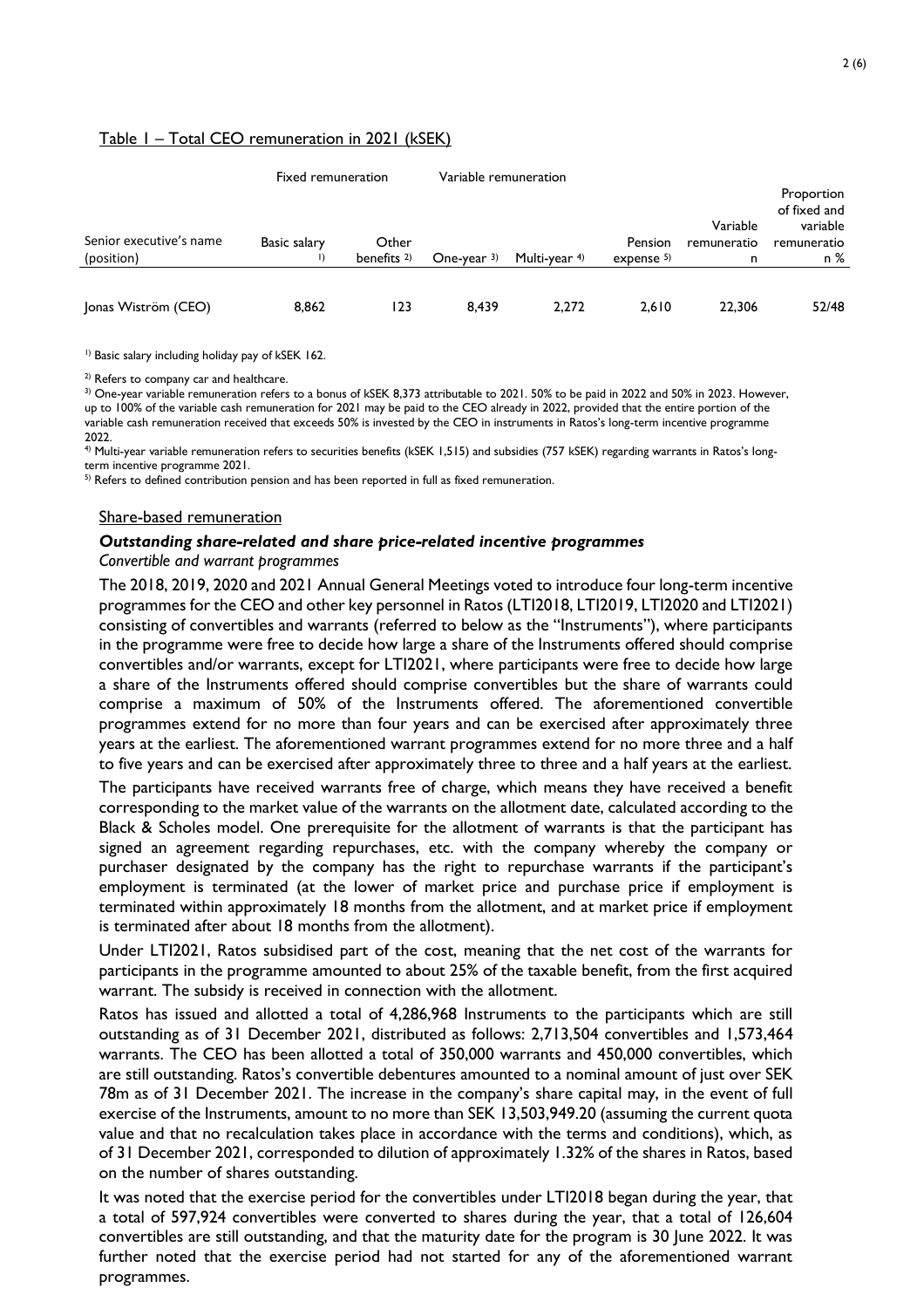Table 1 – Total CEO remuneration in 2021 (kSEK)

| Senior executive's name (position) | Fixed remuneration | | Variable remuneration | | Pension expense [5] | Variable remuneration | Proportion of fixed and variable remuneration % |
|---|---|---|---|---|---|---|---|
| | Basic salary [1] | Other benefits [2] | One-year [3] | Multi-year [4] | | | |
| Jonas Wiström (CEO) | 8,862 | 123 | 8,439 | 2,272 | 2,610 | 22,306 | 52/48 |

[1] Basic salary including holiday pay of kSEK 162.

[2] Refers to company car and healthcare.

[3] One-year variable remuneration refers to a bonus of kSEK 8,373 attributable to 2021. 50% to be paid in 2022 and 50% in 2023. However, up to 100% of the variable cash remuneration for 2021 may be paid to the CEO already in 2022, provided that the entire portion of the variable cash remuneration received that exceeds 50% is invested by the CEO in instruments in Ratos's long-term incentive programme 2022.

[4] Multi-year variable remuneration refers to securities benefits (kSEK 1,515) and subsidies (757 kSEK) regarding warrants in Ratos's long-term incentive programme 2021.

[5] Refers to defined contribution pension and has been reported in full as fixed remuneration.

Share-based remuneration

***Outstanding share-related and share price-related incentive programmes***

*Convertible and warrant programmes*

The 2018, 2019, 2020 and 2021 Annual General Meetings voted to introduce four long-term incentive programmes for the CEO and other key personnel in Ratos (LTI2018, LTI2019, LTI2020 and LTI2021) consisting of convertibles and warrants (referred to below as the "Instruments"), where participants in the programme were free to decide how large a share of the Instruments offered should comprise convertibles and/or warrants, except for LTI2021, where participants were free to decide how large a share of the Instruments offered should comprise convertibles but the share of warrants could comprise a maximum of 50% of the Instruments offered. The aforementioned convertible programmes extend for no more than four years and can be exercised after approximately three years at the earliest. The aforementioned warrant programmes extend for no more three and a half to five years and can be exercised after approximately three to three and a half years at the earliest.

The participants have received warrants free of charge, which means they have received a benefit corresponding to the market value of the warrants on the allotment date, calculated according to the Black & Scholes model. One prerequisite for the allotment of warrants is that the participant has signed an agreement regarding repurchases, etc. with the company whereby the company or purchaser designated by the company has the right to repurchase warrants if the participant's employment is terminated (at the lower of market price and purchase price if employment is terminated within approximately 18 months from the allotment, and at market price if employment is terminated after about 18 months from the allotment).

Under LTI2021, Ratos subsidised part of the cost, meaning that the net cost of the warrants for participants in the programme amounted to about 25% of the taxable benefit, from the first acquired warrant. The subsidy is received in connection with the allotment.

Ratos has issued and allotted a total of 4,286,968 Instruments to the participants which are still outstanding as of 31 December 2021, distributed as follows: 2,713,504 convertibles and 1,573,464 warrants. The CEO has been allotted a total of 350,000 warrants and 450,000 convertibles, which are still outstanding. Ratos's convertible debentures amounted to a nominal amount of just over SEK 78m as of 31 December 2021. The increase in the company's share capital may, in the event of full exercise of the Instruments, amount to no more than SEK 13,503,949.20 (assuming the current quota value and that no recalculation takes place in accordance with the terms and conditions), which, as of 31 December 2021, corresponded to dilution of approximately 1.32% of the shares in Ratos, based on the number of shares outstanding.

It was noted that the exercise period for the convertibles under LTI2018 began during the year, that a total of 597,924 convertibles were converted to shares during the year, that a total of 126,604 convertibles are still outstanding, and that the maturity date for the program is 30 June 2022. It was further noted that the exercise period had not started for any of the aforementioned warrant programmes.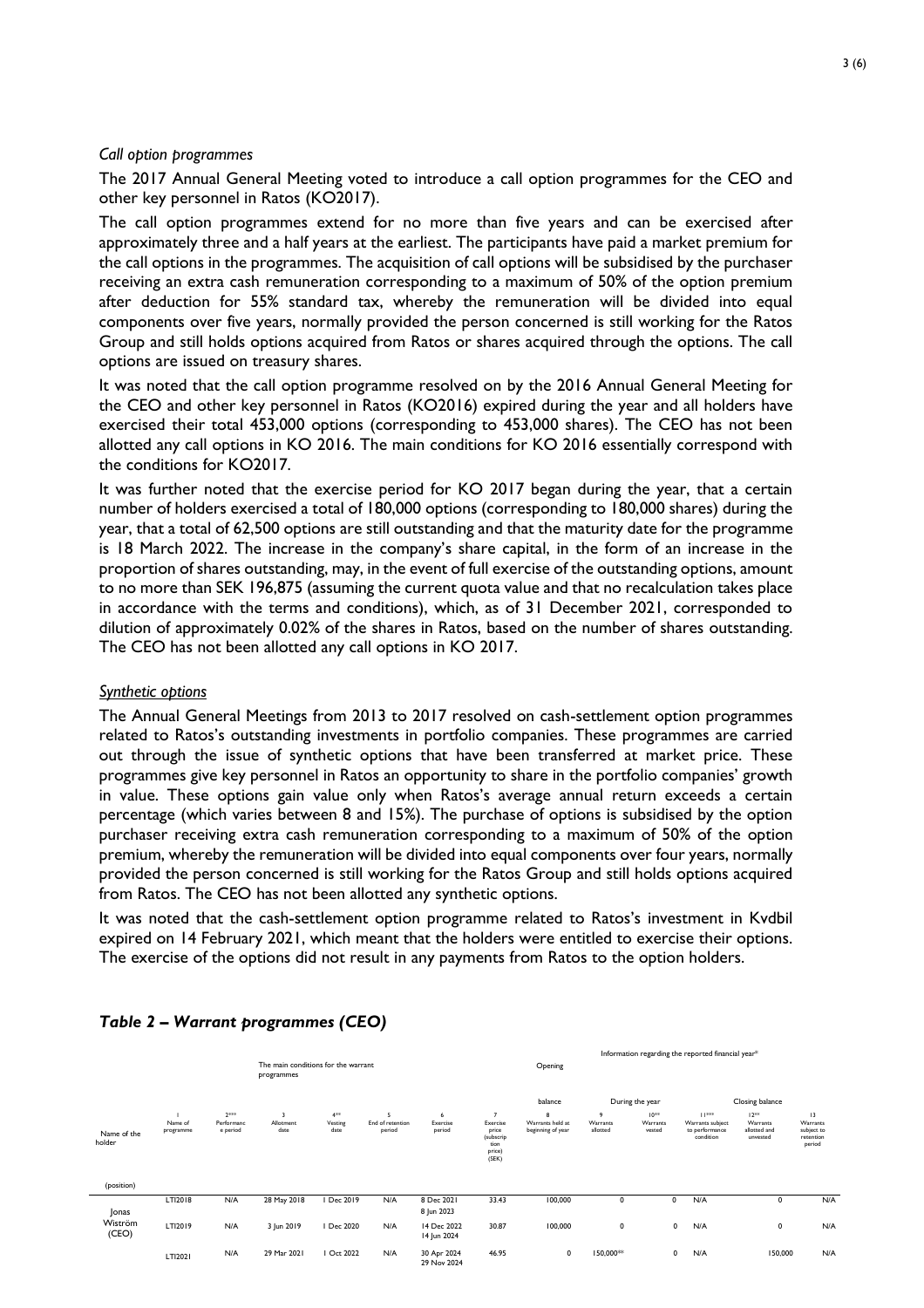*Call option programmes*

The 2017 Annual General Meeting voted to introduce a call option programmes for the CEO and other key personnel in Ratos (KO2017).

The call option programmes extend for no more than five years and can be exercised after approximately three and a half years at the earliest. The participants have paid a market premium for the call options in the programmes. The acquisition of call options will be subsidised by the purchaser receiving an extra cash remuneration corresponding to a maximum of 50% of the option premium after deduction for 55% standard tax, whereby the remuneration will be divided into equal components over five years, normally provided the person concerned is still working for the Ratos Group and still holds options acquired from Ratos or shares acquired through the options. The call options are issued on treasury shares.

It was noted that the call option programme resolved on by the 2016 Annual General Meeting for the CEO and other key personnel in Ratos (KO2016) expired during the year and all holders have exercised their total 453,000 options (corresponding to 453,000 shares). The CEO has not been allotted any call options in KO 2016. The main conditions for KO 2016 essentially correspond with the conditions for KO2017.

It was further noted that the exercise period for KO 2017 began during the year, that a certain number of holders exercised a total of 180,000 options (corresponding to 180,000 shares) during the year, that a total of 62,500 options are still outstanding and that the maturity date for the programme is 18 March 2022. The increase in the company's share capital, in the form of an increase in the proportion of shares outstanding, may, in the event of full exercise of the outstanding options, amount to no more than SEK 196,875 (assuming the current quota value and that no recalculation takes place in accordance with the terms and conditions), which, as of 31 December 2021, corresponded to dilution of approximately 0.02% of the shares in Ratos, based on the number of shares outstanding. The CEO has not been allotted any call options in KO 2017.

*Synthetic options*

The Annual General Meetings from 2013 to 2017 resolved on cash-settlement option programmes related to Ratos's outstanding investments in portfolio companies. These programmes are carried out through the issue of synthetic options that have been transferred at market price. These programmes give key personnel in Ratos an opportunity to share in the portfolio companies' growth in value. These options gain value only when Ratos's average annual return exceeds a certain percentage (which varies between 8 and 15%). The purchase of options is subsidised by the option purchaser receiving extra cash remuneration corresponding to a maximum of 50% of the option premium, whereby the remuneration will be divided into equal components over four years, normally provided the person concerned is still working for the Ratos Group and still holds options acquired from Ratos. The CEO has not been allotted any synthetic options.

It was noted that the cash-settlement option programme related to Ratos's investment in Kvdbil expired on 14 February 2021, which meant that the holders were entitled to exercise their options. The exercise of the options did not result in any payments from Ratos to the option holders.

## *Table 2 – Warrant programmes (CEO)*

| | The main conditions for the warrant programmes | | | | | | | Information regarding the reported financial year* | | | | | |
|---|---|---|---|---|---|---|---|---|---|---|---|---|---|
| | | | | | | | | Opening balance | During the year | | Closing balance | | |
| Name of the holder (position) | 1 Name of programme | 2*** Performance period | 3 Allotment date | 4** Vesting date | 5 End of retention period | 6 Exercise period | 7 Exercise price (subscription price) (SEK) | 8 Warrants held at beginning of year | 9 Warrants allotted | 10** Warrants vested | 11*** Warrants subject to performance condition | 12** Warrants allotted and unvested | 13 Warrants subject to retention period |
| Jonas Wiström (CEO) | LTI2018 | N/A | 28 May 2018 | 1 Dec 2019 | N/A | 8 Dec 2021 8 Jun 2023 | 33.43 | 100,000 | 0 | 0 | N/A | 0 | N/A |
| | LTI2019 | N/A | 3 Jun 2019 | 1 Dec 2020 | N/A | 14 Dec 2022 14 Jun 2024 | 30.87 | 100,000 | 0 | 0 | N/A | 0 | N/A |
| | LTI2021 | N/A | 29 Mar 2021 | 1 Oct 2022 | N/A | 30 Apr 2024 29 Nov 2024 | 46.95 | 0 | 150,000*** | 0 | N/A | 150,000 | N/A |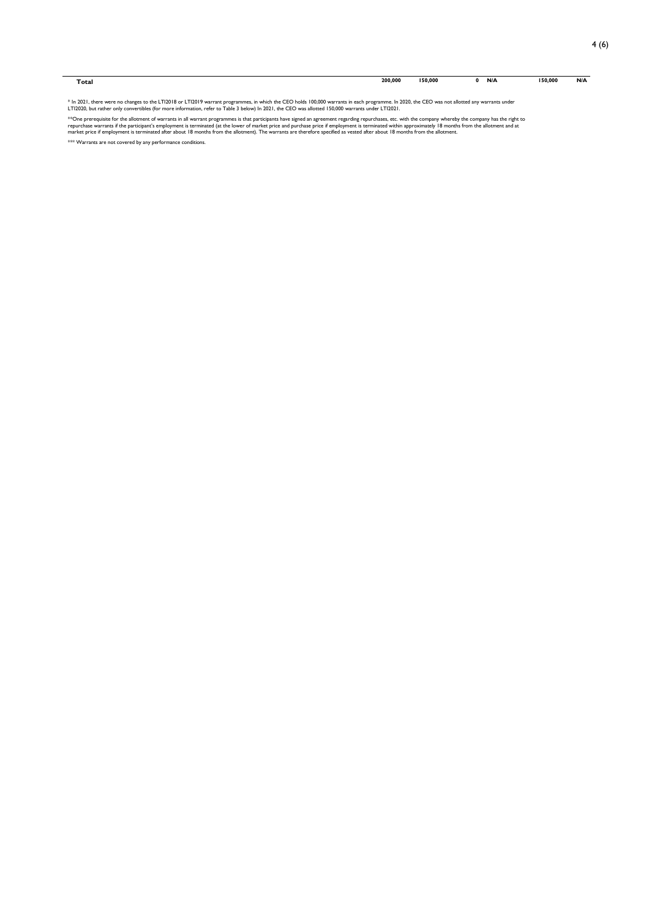| Total | 200,000 | 150,000 | 0 | N/A | 150,000 | N/A |
|---|---|---|---|---|---|---|

* In 2021, there were no changes to the LTI2018 or LTI2019 warrant programmes, in which the CEO holds 100,000 warrants in each programme. In 2020, the CEO was not allotted any warrants under LTI2020, but rather only convertibles (for more information, refer to Table 3 below) In 2021, the CEO was allotted 150,000 warrants under LTI2021.

**One prerequisite for the allotment of warrants in all warrant programmes is that participants have signed an agreement regarding repurchases, etc. with the company whereby the company has the right to repurchase warrants if the participant's employment is terminated (at the lower of market price and purchase price if employment is terminated within approximately 18 months from the allotment and at market price if employment is terminated after about 18 months from the allotment). The warrants are therefore specified as vested after about 18 months from the allotment.

*** Warrants are not covered by any performance conditions.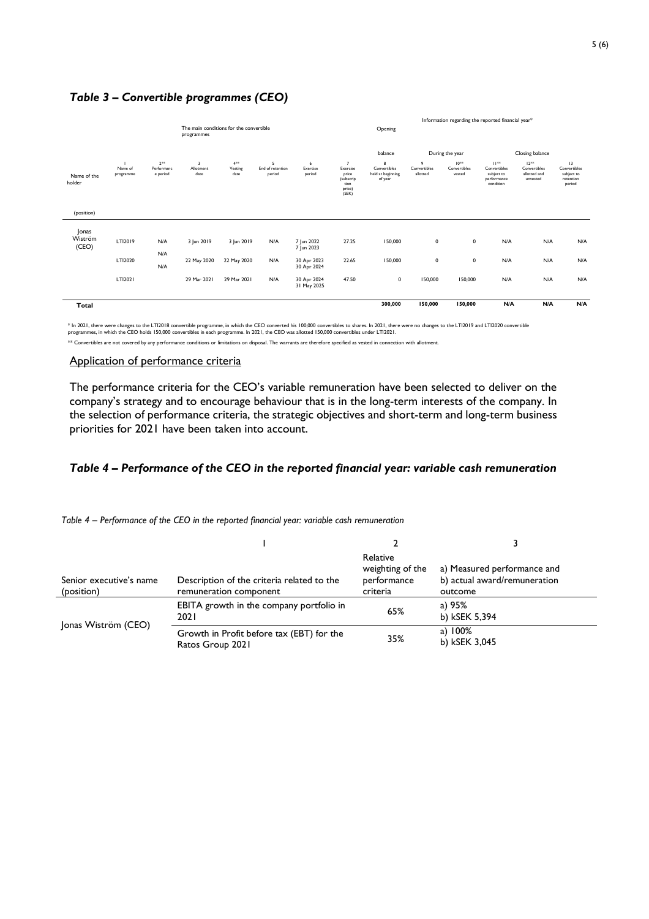### *Table 3 – Convertible programmes (CEO)*

| Name of the holder (position) | The main conditions for the convertible programmes | | | | | | | Information regarding the reported financial year* | | | | | |
|---|---|---|---|---|---|---|---|---|---|---|---|---|---|
| | | | | | | | | Opening balance | During the year | | Closing balance | | |
| | 1 Name of programme | 2** Performance period | 3 Allotment date | 4** Vesting date | 5 End of retention period | 6 Exercise period | 7 Exercise price (subscription price) (SEK) | 8 Convertibles held at beginning of year | 9 Convertibles allotted | 10** Convertibles vested | 11** Convertibles subject to performance condition | 12** Convertibles allotted and unvested | 13 Convertibles subject to retention period |
| Jonas Wiström (CEO) | LTI2019 | N/A | 3 Jun 2019 | 3 Jun 2019 | N/A | 7 Jun 2022 7 Jun 2023 | 27.25 | 150,000 | 0 | 0 | N/A | N/A | N/A |
| | LTI2020 | N/A | 22 May 2020 | 22 May 2020 | N/A | 30 Apr 2023 30 Apr 2024 | 22.65 | 150,000 | 0 | 0 | N/A | N/A | N/A |
| | LTI2021 | N/A | 29 Mar 2021 | 29 Mar 2021 | N/A | 30 Apr 2024 31 May 2025 | 47.50 | 0 | 150,000 | 150,000 | N/A | N/A | N/A |
| **Total** | | | | | | | | **300,000** | **150,000** | **150,000** | **N/A** | **N/A** | **N/A** |

\* In 2021, there were changes to the LTI2018 convertible programme, in which the CEO converted his 100,000 convertibles to shares. In 2021, there were no changes to the LTI2019 and LTI2020 convertible programmes, in which the CEO holds 150,000 convertibles in each programme. In 2021, the CEO was allotted 150,000 convertibles under LTI2021.

\*\* Convertibles are not covered by any performance conditions or limitations on disposal. The warrants are therefore specified as vested in connection with allotment.

## Application of performance criteria

The performance criteria for the CEO's variable remuneration have been selected to deliver on the company's strategy and to encourage behaviour that is in the long-term interests of the company. In the selection of performance criteria, the strategic objectives and short-term and long-term business priorities for 2021 have been taken into account.

### *Table 4 – Performance of the CEO in the reported financial year: variable cash remuneration*

*Table 4 – Performance of the CEO in the reported financial year: variable cash remuneration*

| | 1 | 2 | 3 |
|---|---|---|---|
| Senior executive's name (position) | Description of the criteria related to the remuneration component | Relative weighting of the performance criteria | a) Measured performance and b) actual award/remuneration outcome |
| Jonas Wiström (CEO) | EBITA growth in the company portfolio in 2021 | 65% | a) 95% b) kSEK 5,394 |
| | Growth in Profit before tax (EBT) for the Ratos Group 2021 | 35% | a) 100% b) kSEK 3,045 |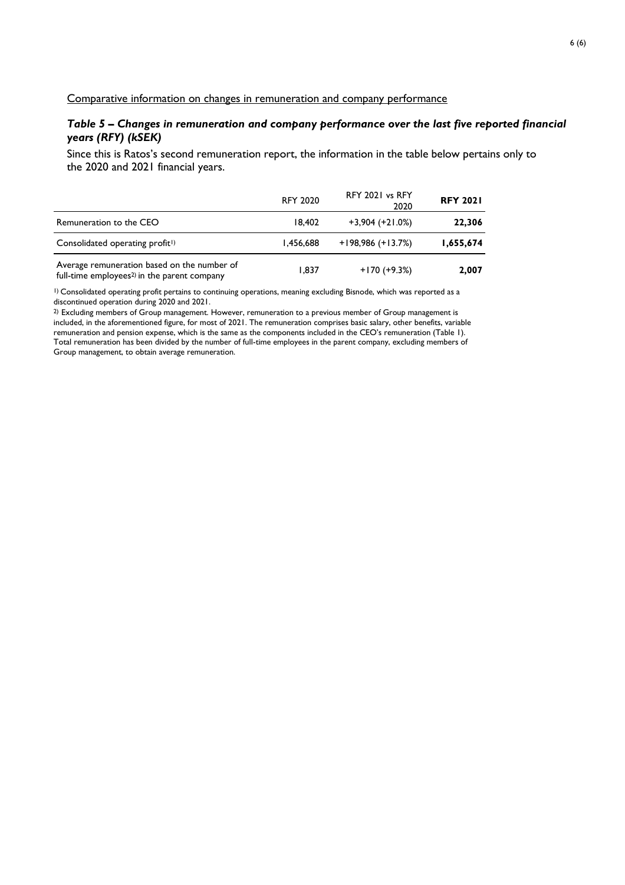Comparative information on changes in remuneration and company performance

### *Table 5 – Changes in remuneration and company performance over the last five reported financial years (RFY) (kSEK)*

Since this is Ratos's second remuneration report, the information in the table below pertains only to the 2020 and 2021 financial years.

| | RFY 2020 | RFY 2021 vs RFY 2020 | **RFY 2021** |
|---|---|---|---|
| Remuneration to the CEO | 18,402 | +3,904 (+21.0%) | **22,306** |
| Consolidated operating profit[1)] | 1,456,688 | +198,986 (+13.7%) | **1,655,674** |
| Average remuneration based on the number of full-time employees[2)] in the parent company | 1,837 | +170 (+9.3%) | **2,007** |

[1)] Consolidated operating profit pertains to continuing operations, meaning excluding Bisnode, which was reported as a discontinued operation during 2020 and 2021.

[2)] Excluding members of Group management. However, remuneration to a previous member of Group management is included, in the aforementioned figure, for most of 2021. The remuneration comprises basic salary, other benefits, variable remuneration and pension expense, which is the same as the components included in the CEO's remuneration (Table 1). Total remuneration has been divided by the number of full-time employees in the parent company, excluding members of Group management, to obtain average remuneration.